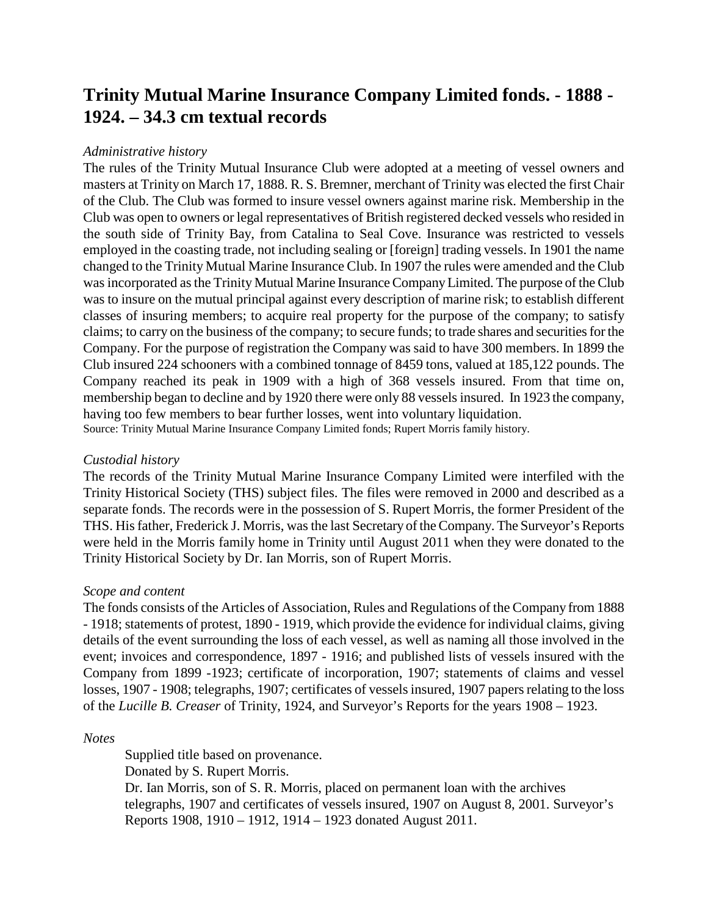# Trinity Mutual Marine Insurance Company Limited fonds. - 1888 - 1924. – 34.3 cm textual records

*Administrative history*

The rules of the Trinity Mutual Insurance Club were adopted at a meeting of vessel owners and masters at Trinity on March 17, 1888. R. S. Bremner, merchant of Trinity was elected the first Chair of the Club. The Club was formed to insure vessel owners against marine risk. Membership in the Club was open to owners or legal representatives of British registered decked vessels who resided in the south side of Trinity Bay, from Catalina to Seal Cove. Insurance was restricted to vessels employed in the coasting trade, not including sealing or [foreign] trading vessels. In 1901 the name changed to the Trinity Mutual Marine Insurance Club. In 1907 the rules were amended and the Club was incorporated as the Trinity Mutual Marine Insurance Company Limited. The purpose of the Club was to insure on the mutual principal against every description of marine risk; to establish different classes of insuring members; to acquire real property for the purpose of the company; to satisfy claims; to carry on the business of the company; to secure funds; to trade shares and securities for the Company. For the purpose of registration the Company was said to have 300 members. In 1899 the Club insured 224 schooners with a combined tonnage of 8459 tons, valued at 185,122 pounds. The Company reached its peak in 1909 with a high of 368 vessels insured. From that time on, membership began to decline and by 1920 there were only 88 vessels insured. In 1923 the company, having too few members to bear further losses, went into voluntary liquidation.

Source: Trinity Mutual Marine Insurance Company Limited fonds; Rupert Morris family history.

*Custodial history*

The records of the Trinity Mutual Marine Insurance Company Limited were interfiled with the Trinity Historical Society (THS) subject files. The files were removed in 2000 and described as a separate fonds. The records were in the possession of S. Rupert Morris, the former President of the THS. His father, Frederick J. Morris, was the last Secretary of the Company. The Surveyor's Reports were held in the Morris family home in Trinity until August 2011 when they were donated to the Trinity Historical Society by Dr. Ian Morris, son of Rupert Morris.

*Scope and content*

The fonds consists of the Articles of Association, Rules and Regulations of the Company from 1888 - 1918; statements of protest, 1890 - 1919, which provide the evidence for individual claims, giving details of the event surrounding the loss of each vessel, as well as naming all those involved in the event; invoices and correspondence, 1897 - 1916; and published lists of vessels insured with the Company from 1899 -1923; certificate of incorporation, 1907; statements of claims and vessel losses, 1907 - 1908; telegraphs, 1907; certificates of vessels insured, 1907 papers relating to the loss of the *Lucille B. Creaser* of Trinity, 1924, and Surveyor's Reports for the years 1908 – 1923.

*Notes*

Supplied title based on provenance.
Donated by S. Rupert Morris.
Dr. Ian Morris, son of S. R. Morris, placed on permanent loan with the archives telegraphs, 1907 and certificates of vessels insured, 1907 on August 8, 2001. Surveyor's Reports 1908, 1910 – 1912, 1914 – 1923 donated August 2011.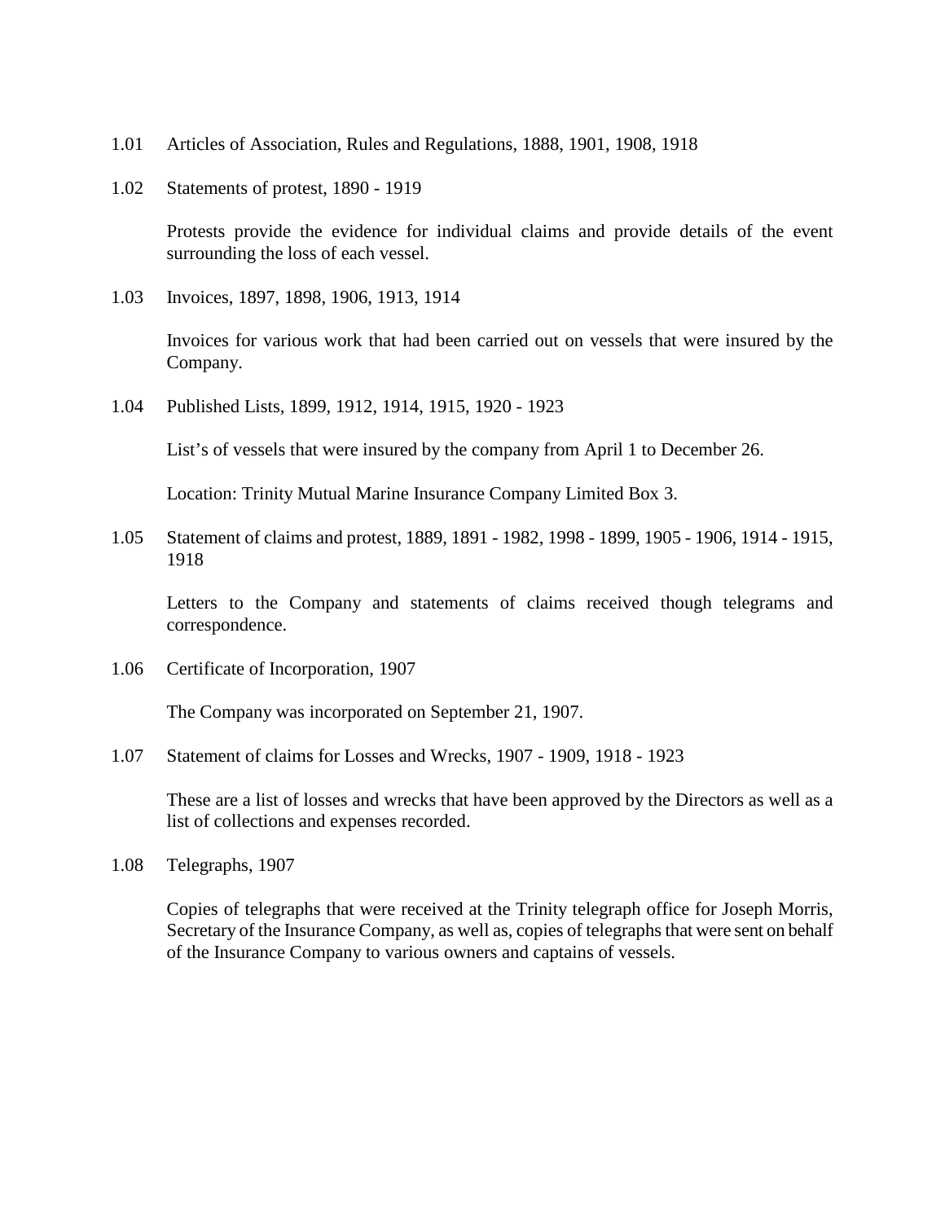1.01 Articles of Association, Rules and Regulations, 1888, 1901, 1908, 1918

1.02 Statements of protest, 1890 - 1919

Protests provide the evidence for individual claims and provide details of the event surrounding the loss of each vessel.

1.03 Invoices, 1897, 1898, 1906, 1913, 1914

Invoices for various work that had been carried out on vessels that were insured by the Company.

1.04 Published Lists, 1899, 1912, 1914, 1915, 1920 - 1923

List's of vessels that were insured by the company from April 1 to December 26.

Location: Trinity Mutual Marine Insurance Company Limited Box 3.

1.05 Statement of claims and protest, 1889, 1891 - 1982, 1998 - 1899, 1905 - 1906, 1914 - 1915, 1918

Letters to the Company and statements of claims received though telegrams and correspondence.

1.06 Certificate of Incorporation, 1907

The Company was incorporated on September 21, 1907.

1.07 Statement of claims for Losses and Wrecks, 1907 - 1909, 1918 - 1923

These are a list of losses and wrecks that have been approved by the Directors as well as a list of collections and expenses recorded.

1.08 Telegraphs, 1907

Copies of telegraphs that were received at the Trinity telegraph office for Joseph Morris, Secretary of the Insurance Company, as well as, copies of telegraphs that were sent on behalf of the Insurance Company to various owners and captains of vessels.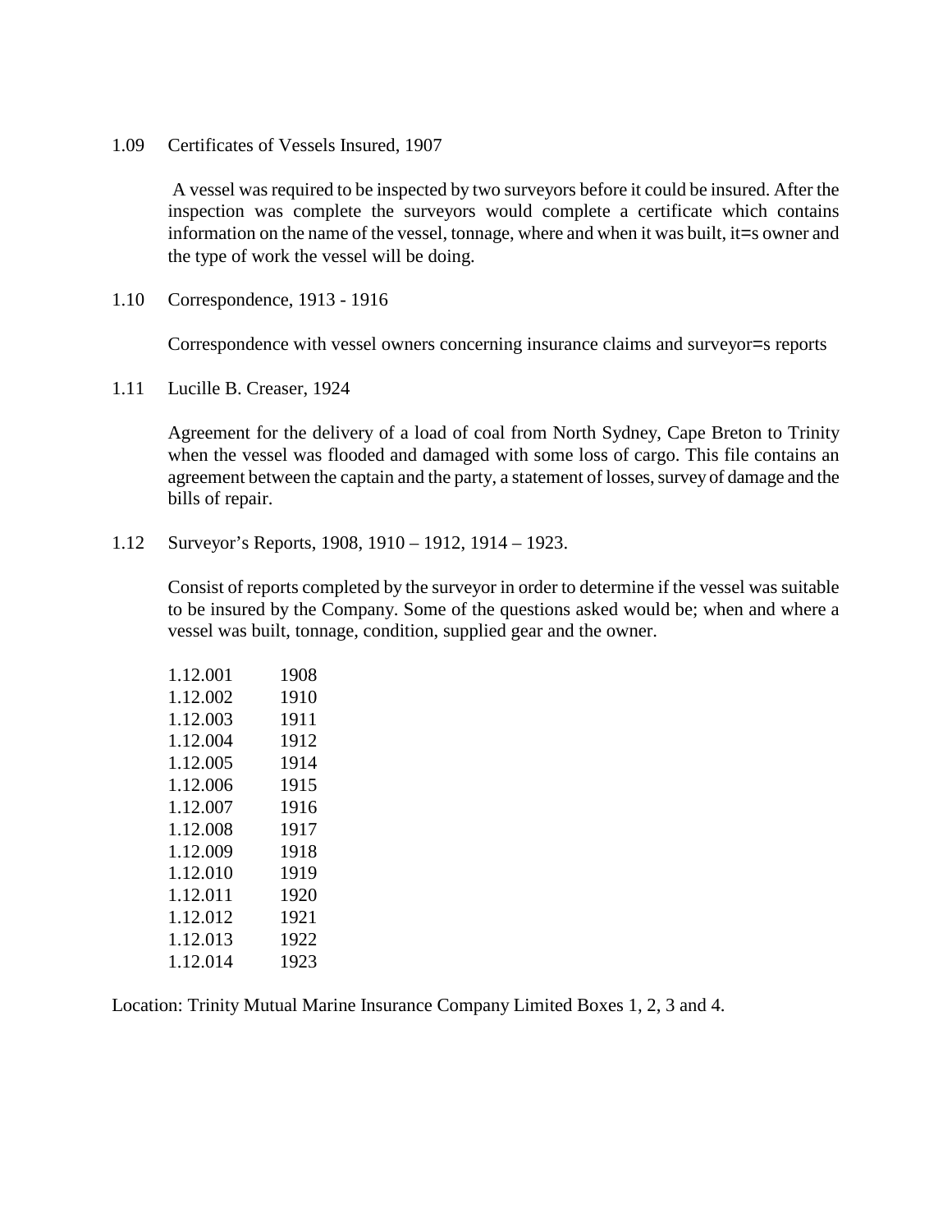1.09 Certificates of Vessels Insured, 1907

A vessel was required to be inspected by two surveyors before it could be insured. After the inspection was complete the surveyors would complete a certificate which contains information on the name of the vessel, tonnage, where and when it was built, it=s owner and the type of work the vessel will be doing.

1.10 Correspondence, 1913 - 1916

Correspondence with vessel owners concerning insurance claims and surveyor=s reports

1.11 Lucille B. Creaser, 1924

Agreement for the delivery of a load of coal from North Sydney, Cape Breton to Trinity when the vessel was flooded and damaged with some loss of cargo. This file contains an agreement between the captain and the party, a statement of losses, survey of damage and the bills of repair.

1.12 Surveyor's Reports, 1908, 1910 – 1912, 1914 – 1923.

Consist of reports completed by the surveyor in order to determine if the vessel was suitable to be insured by the Company. Some of the questions asked would be; when and where a vessel was built, tonnage, condition, supplied gear and the owner.

| | |
|---|---|
| 1.12.001 | 1908 |
| 1.12.002 | 1910 |
| 1.12.003 | 1911 |
| 1.12.004 | 1912 |
| 1.12.005 | 1914 |
| 1.12.006 | 1915 |
| 1.12.007 | 1916 |
| 1.12.008 | 1917 |
| 1.12.009 | 1918 |
| 1.12.010 | 1919 |
| 1.12.011 | 1920 |
| 1.12.012 | 1921 |
| 1.12.013 | 1922 |
| 1.12.014 | 1923 |

Location: Trinity Mutual Marine Insurance Company Limited Boxes 1, 2, 3 and 4.